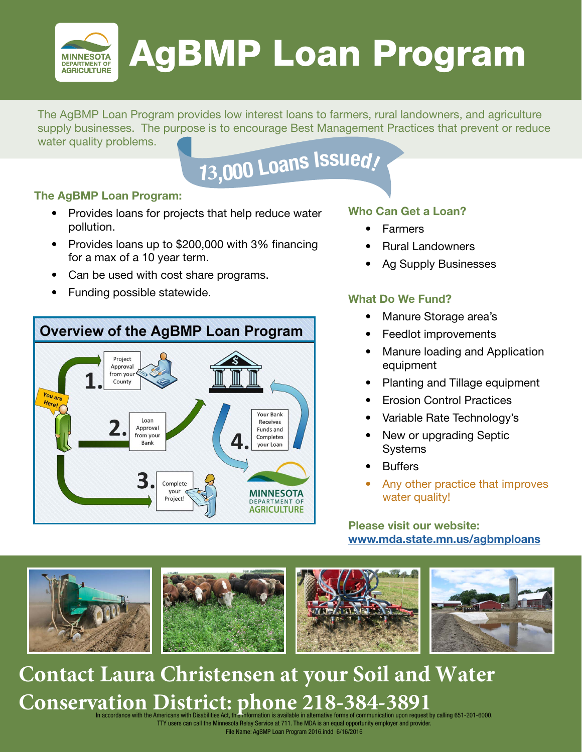# AgBMP Loan Program

MINNESOTA DEPARTMENT OF AGRICULTURE

The AgBMP Loan Program provides low interest loans to farmers, rural landowners, and agriculture supply businesses. The purpose is to encourage Best Management Practices that prevent or reduce water quality problems.

**13,000 Loans Issued!**

### The AgBMP Loan Program:

- Provides loans for projects that help reduce water pollution.
- Provides loans up to $200,000 with 3% financing for a max of a 10 year term.
- Can be used with cost share programs.
- Funding possible statewide.

### Overview of the AgBMP Loan Program

You are Here!

1. Project Approval from your County
2. Loan Approval from your Bank
3. Complete your Project!
4. Your Bank Receives Funds and Completes your Loan

### Who Can Get a Loan?

- Farmers
- Rural Landowners
- Ag Supply Businesses

### What Do We Fund?

- Manure Storage area's
- Feedlot improvements
- Manure loading and Application equipment
- Planting and Tillage equipment
- Erosion Control Practices
- Variable Rate Technology's
- New or upgrading Septic Systems
- Buffers
- Any other practice that improves water quality!

**Please visit our website:**
**www.mda.state.mn.us/agbmploans**

## Contact Laura Christensen at your Soil and Water Conservation District: phone 218-384-3891

In accordance with the Americans with Disabilities Act, this information is available in alternative forms of communication upon request by calling 651-201-6000. TTY users can call the Minnesota Relay Service at 711. The MDA is an equal opportunity employer and provider.

File Name: AgBMP Loan Program 2016.indd 6/16/2016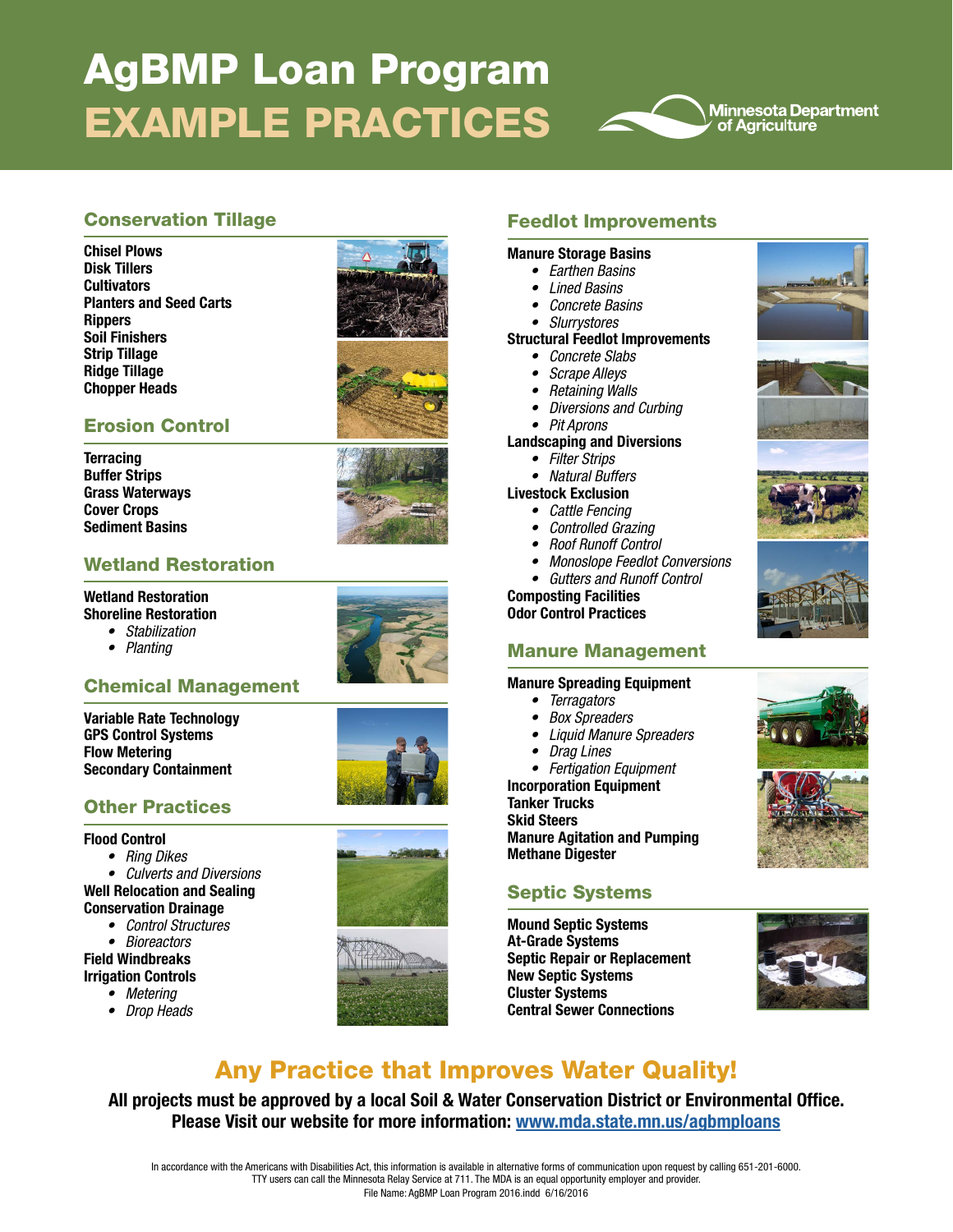# AgBMP Loan Program

# EXAMPLE PRACTICES

Minnesota Department of Agriculture

## Conservation Tillage

**Chisel Plows**
**Disk Tillers**
**Cultivators**
**Planters and Seed Carts**
**Rippers**
**Soil Finishers**
**Strip Tillage**
**Ridge Tillage**
**Chopper Heads**

## Erosion Control

**Terracing**
**Buffer Strips**
**Grass Waterways**
**Cover Crops**
**Sediment Basins**

## Wetland Restoration

**Wetland Restoration**
**Shoreline Restoration**

- *Stabilization*
- *Planting*

## Chemical Management

**Variable Rate Technology**
**GPS Control Systems**
**Flow Metering**
**Secondary Containment**

## Other Practices

**Flood Control**

- *Ring Dikes*
- *Culverts and Diversions*

**Well Relocation and Sealing**
**Conservation Drainage**

- *Control Structures*
- *Bioreactors*

**Field Windbreaks**
**Irrigation Controls**

- *Metering*
- *Drop Heads*

## Feedlot Improvements

**Manure Storage Basins**

- *Earthen Basins*
- *Lined Basins*
- *Concrete Basins*
- *Slurrystores*

**Structural Feedlot Improvements**

- *Concrete Slabs*
- *Scrape Alleys*
- *Retaining Walls*
- *Diversions and Curbing*
- *Pit Aprons*

**Landscaping and Diversions**

- *Filter Strips*
- *Natural Buffers*

**Livestock Exclusion**

- *Cattle Fencing*
- *Controlled Grazing*
- *Roof Runoff Control*
- *Monoslope Feedlot Conversions*
- *Gutters and Runoff Control*

**Composting Facilities**
**Odor Control Practices**

## Manure Management

**Manure Spreading Equipment**

- *Terragators*
- *Box Spreaders*
- *Liquid Manure Spreaders*
- *Drag Lines*
- *Fertigation Equipment*

**Incorporation Equipment**
**Tanker Trucks**
**Skid Steers**
**Manure Agitation and Pumping**
**Methane Digester**

## Septic Systems

**Mound Septic Systems**
**At-Grade Systems**
**Septic Repair or Replacement**
**New Septic Systems**
**Cluster Systems**
**Central Sewer Connections**

## Any Practice that Improves Water Quality!

**All projects must be approved by a local Soil & Water Conservation District or Environmental Office.**
**Please Visit our website for more information: www.mda.state.mn.us/agbmploans**

In accordance with the Americans with Disabilities Act, this information is available in alternative forms of communication upon request by calling 651-201-6000. TTY users can call the Minnesota Relay Service at 711. The MDA is an equal opportunity employer and provider.
File Name: AgBMP Loan Program 2016.indd 6/16/2016